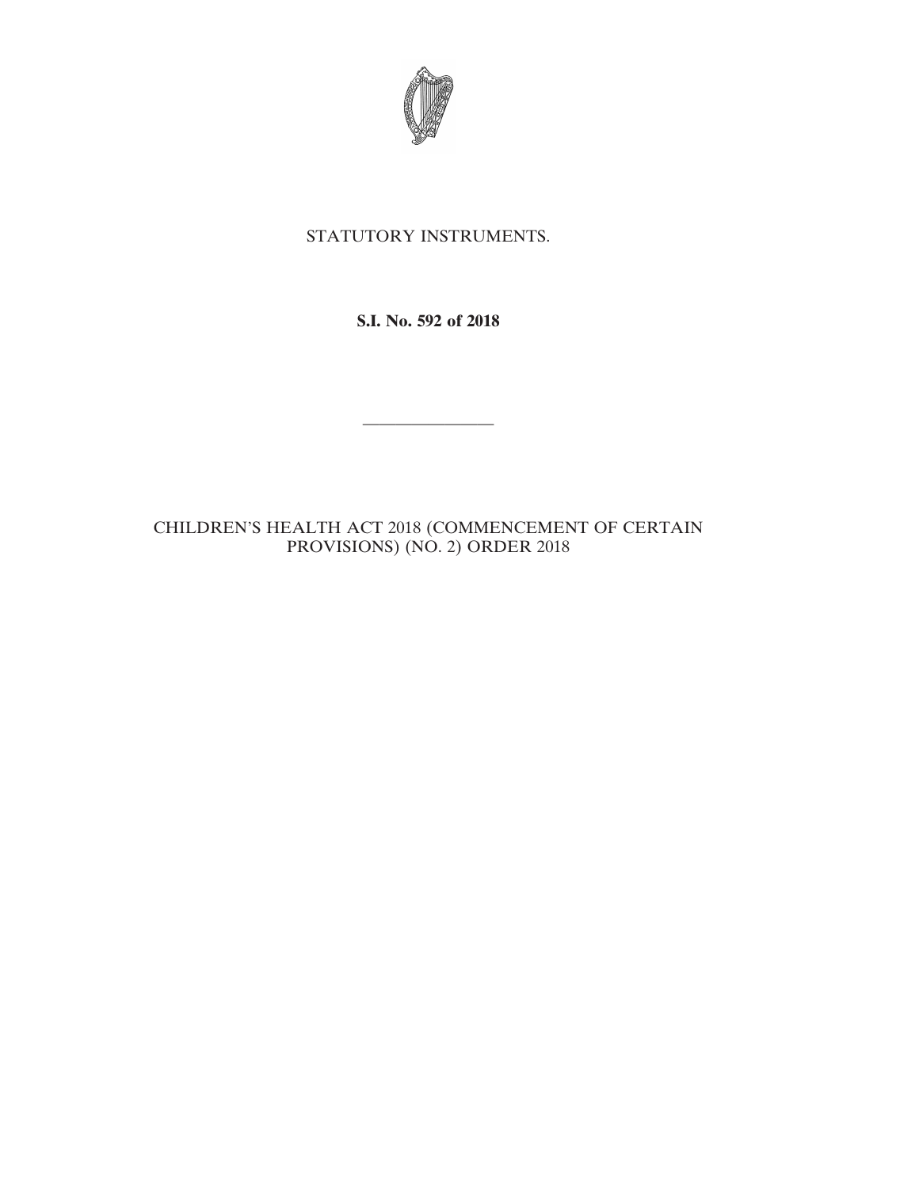STATUTORY INSTRUMENTS.

**S.I. No. 592 of 2018**

---

CHILDREN'S HEALTH ACT 2018 (COMMENCEMENT OF CERTAIN PROVISIONS) (NO. 2) ORDER 2018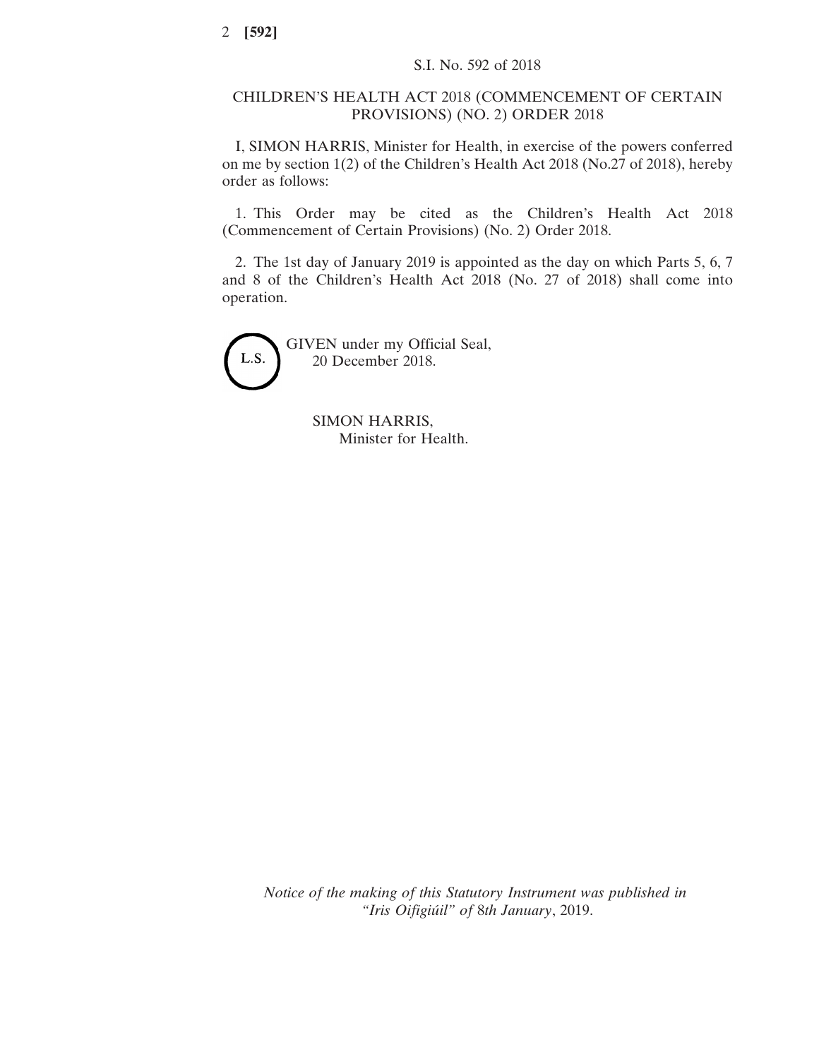S.I. No. 592 of 2018

# CHILDREN'S HEALTH ACT 2018 (COMMENCEMENT OF CERTAIN PROVISIONS) (NO. 2) ORDER 2018

I, SIMON HARRIS, Minister for Health, in exercise of the powers conferred on me by section 1(2) of the Children's Health Act 2018 (No.27 of 2018), hereby order as follows:

1. This Order may be cited as the Children's Health Act 2018 (Commencement of Certain Provisions) (No. 2) Order 2018.

2. The 1st day of January 2019 is appointed as the day on which Parts 5, 6, 7 and 8 of the Children's Health Act 2018 (No. 27 of 2018) shall come into operation.

L.S.

GIVEN under my Official Seal,
20 December 2018.

SIMON HARRIS,
Minister for Health.

*Notice of the making of this Statutory Instrument was published in "Iris Oifigiúil" of 8th January*, 2019.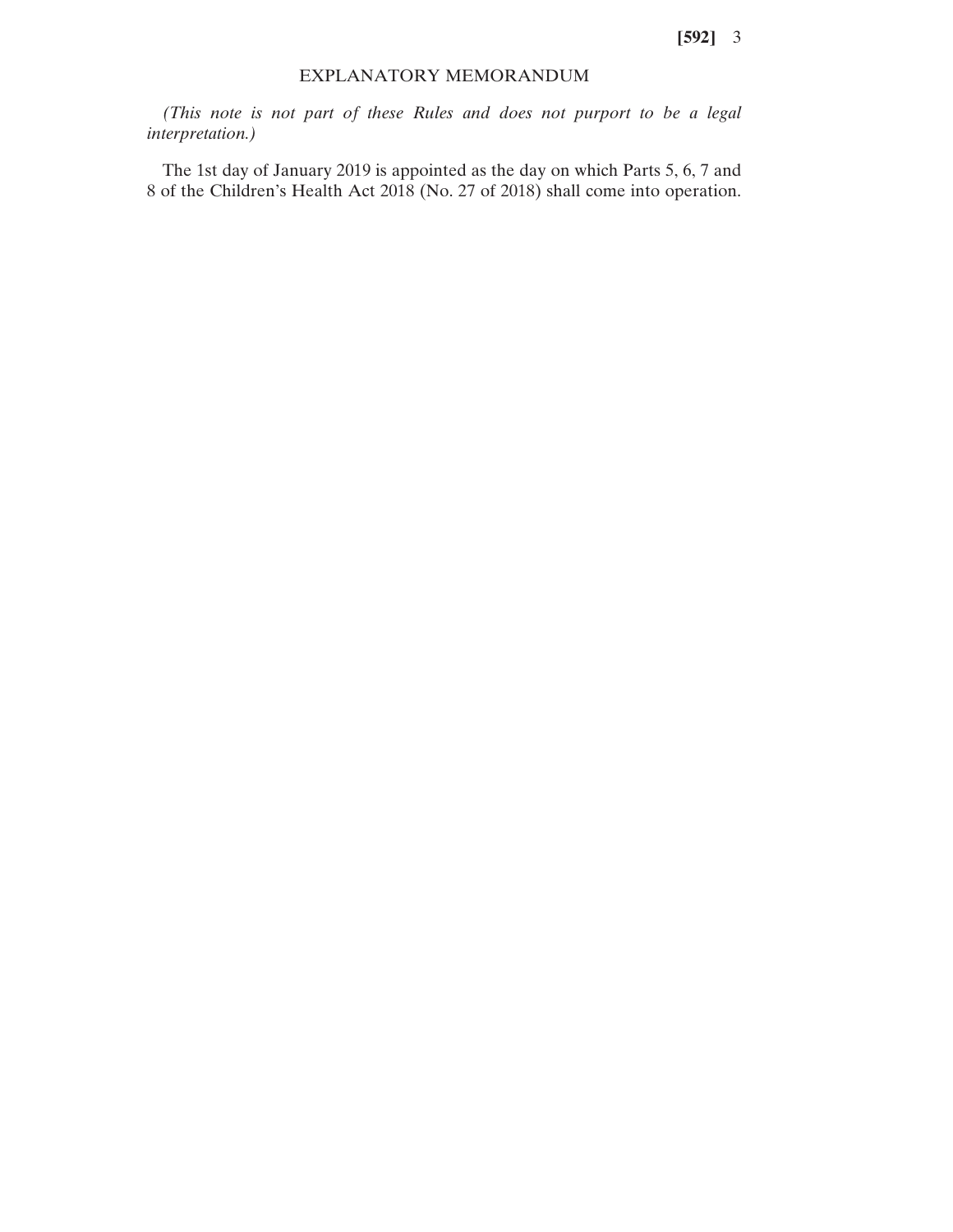## EXPLANATORY MEMORANDUM

*(This note is not part of these Rules and does not purport to be a legal interpretation.)*

The 1st day of January 2019 is appointed as the day on which Parts 5, 6, 7 and 8 of the Children's Health Act 2018 (No. 27 of 2018) shall come into operation.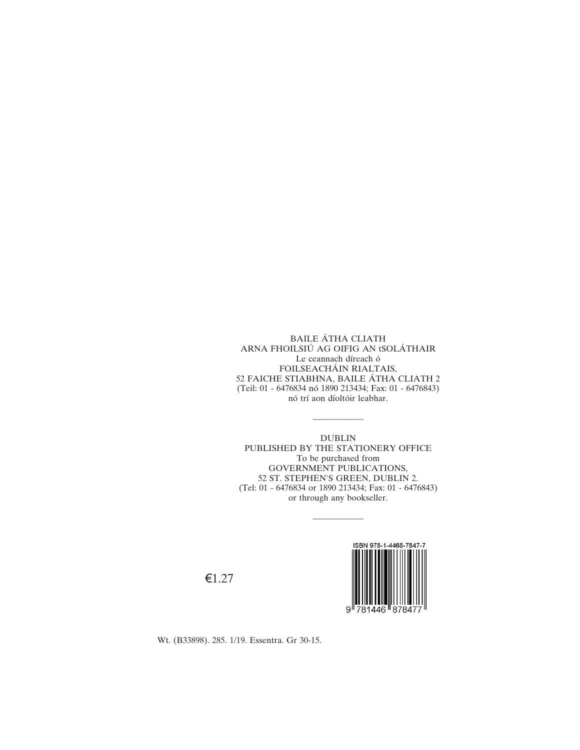BAILE ÁTHA CLIATH
ARNA FHOILSIÚ AG OIFIG AN tSOLÁTHAIR
Le ceannach díreach ó
FOILSEACHÁIN RIALTAIS,
52 FAICHE STIABHNA, BAILE ÁTHA CLIATH 2
(Teil: 01 - 6476834 nó 1890 213434; Fax: 01 - 6476843)
nó trí aon díoltóir leabhar.

---

DUBLIN
PUBLISHED BY THE STATIONERY OFFICE
To be purchased from
GOVERNMENT PUBLICATIONS,
52 ST. STEPHEN'S GREEN, DUBLIN 2.
(Tel: 01 - 6476834 or 1890 213434; Fax: 01 - 6476843)
or through any bookseller.

---

ISBN 978-1-4468-7847-7

9 781446 878477

€1.27

Wt. (B33898). 285. 1/19. Essentra. Gr 30-15.